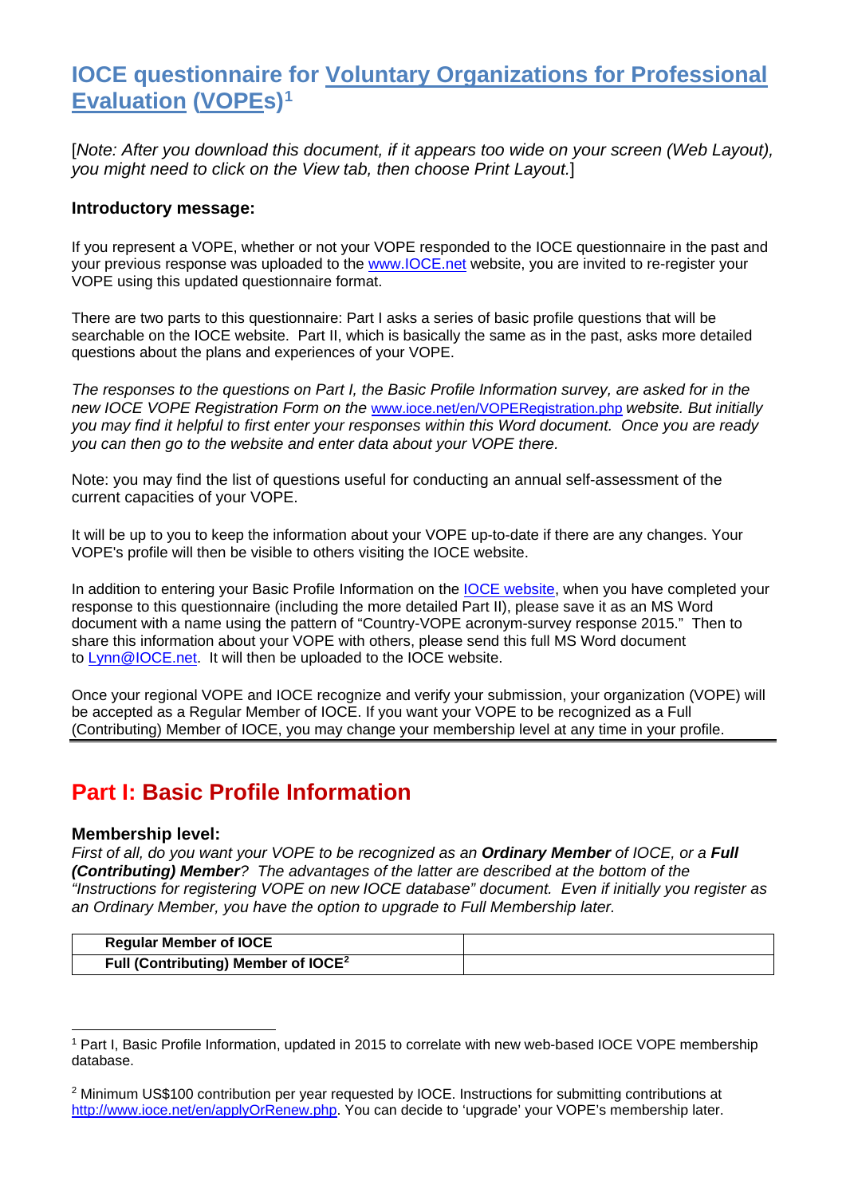# IOCE questionnaire for Voluntary Organizations for Professional Evaluation (VOPEs)[1]

[*Note: After you download this document, if it appears too wide on your screen (Web Layout), you might need to click on the View tab, then choose Print Layout.*]

### Introductory message:

If you represent a VOPE, whether or not your VOPE responded to the IOCE questionnaire in the past and your previous response was uploaded to the www.IOCE.net website, you are invited to re-register your VOPE using this updated questionnaire format.

There are two parts to this questionnaire: Part I asks a series of basic profile questions that will be searchable on the IOCE website. Part II, which is basically the same as in the past, asks more detailed questions about the plans and experiences of your VOPE.

*The responses to the questions on Part I, the Basic Profile Information survey, are asked for in the new IOCE VOPE Registration Form on the* www.ioce.net/en/VOPERegistration.php *website. But initially you may find it helpful to first enter your responses within this Word document. Once you are ready you can then go to the website and enter data about your VOPE there.*

Note: you may find the list of questions useful for conducting an annual self-assessment of the current capacities of your VOPE.

It will be up to you to keep the information about your VOPE up-to-date if there are any changes. Your VOPE's profile will then be visible to others visiting the IOCE website.

In addition to entering your Basic Profile Information on the IOCE website, when you have completed your response to this questionnaire (including the more detailed Part II), please save it as an MS Word document with a name using the pattern of "Country-VOPE acronym-survey response 2015." Then to share this information about your VOPE with others, please send this full MS Word document to Lynn@IOCE.net. It will then be uploaded to the IOCE website.

Once your regional VOPE and IOCE recognize and verify your submission, your organization (VOPE) will be accepted as a Regular Member of IOCE. If you want your VOPE to be recognized as a Full (Contributing) Member of IOCE, you may change your membership level at any time in your profile.

---

## Part I: Basic Profile Information

### Membership level:

*First of all, do you want your VOPE to be recognized as an* ***Ordinary Member*** *of IOCE, or a* ***Full (Contributing) Member****? The advantages of the latter are described at the bottom of the "Instructions for registering VOPE on new IOCE database" document. Even if initially you register as an Ordinary Member, you have the option to upgrade to Full Membership later.*

| **Regular Member of IOCE** | |
|---|---|
| **Full (Contributing) Member of IOCE**[2] | |

---

[1] Part I, Basic Profile Information, updated in 2015 to correlate with new web-based IOCE VOPE membership database.

[2] Minimum US$100 contribution per year requested by IOCE. Instructions for submitting contributions at http://www.ioce.net/en/applyOrRenew.php. You can decide to 'upgrade' your VOPE's membership later.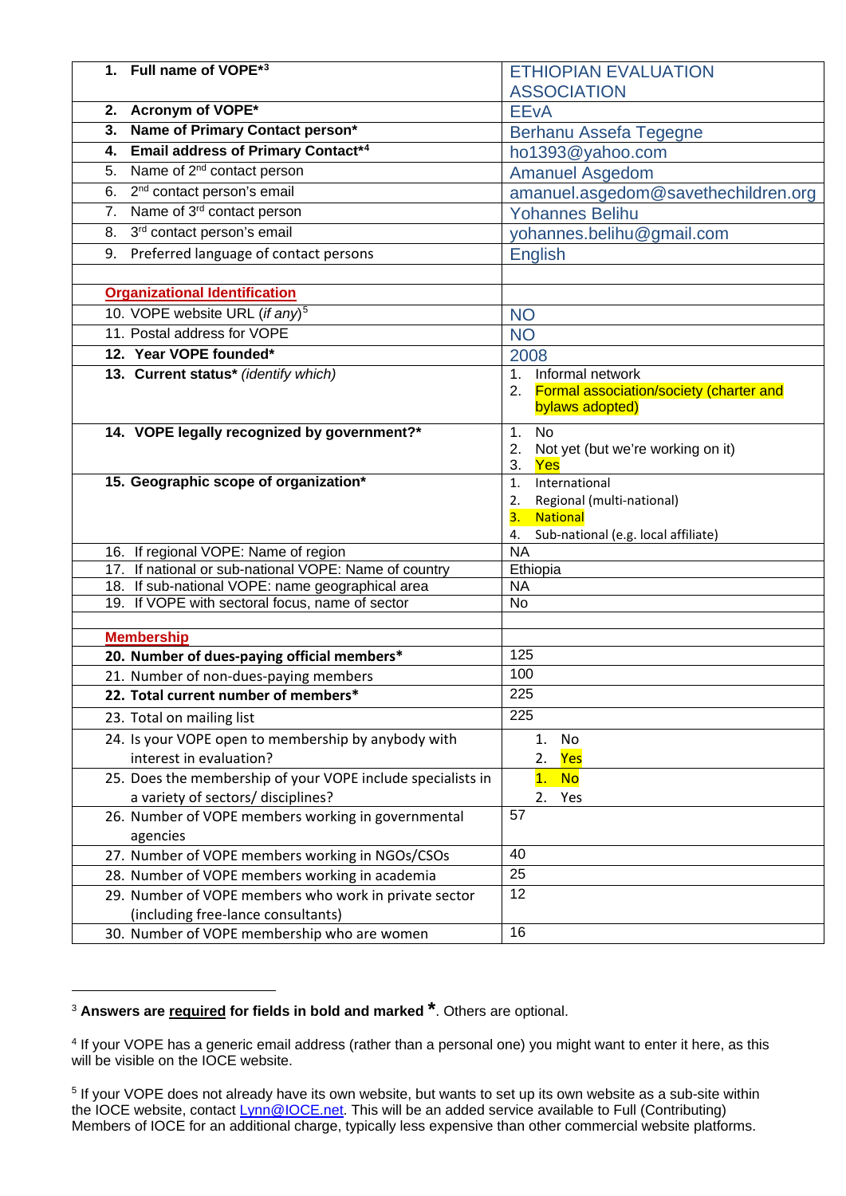| | |
|---|---|
| **1. Full name of VOPE*[3]** | ETHIOPIAN EVALUATION ASSOCIATION |
| **2. Acronym of VOPE*** | EEvA |
| **3. Name of Primary Contact person*** | Berhanu Assefa Tegegne |
| **4. Email address of Primary Contact*[4]** | ho1393@yahoo.com |
| 5. Name of 2nd contact person | Amanuel Asgedom |
| 6. 2nd contact person's email | amanuel.asgedom@savethechildren.org |
| 7. Name of 3rd contact person | Yohannes Belihu |
| 8. 3rd contact person's email | yohannes.belihu@gmail.com |
| 9. Preferred language of contact persons | English |
| | |
| **Organizational Identification** | |
| 10. VOPE website URL (*if any*)[5] | NO |
| 11. Postal address for VOPE | NO |
| **12. Year VOPE founded*** | 2008 |
| **13. Current status*** *(identify which)* | 1. Informal network<br>2. Formal association/society (charter and bylaws adopted) |
| **14. VOPE legally recognized by government?*** | 1. No<br>2. Not yet (but we're working on it)<br>3. Yes |
| **15. Geographic scope of organization*** | 1. International<br>2. Regional (multi-national)<br>3. National<br>4. Sub-national (e.g. local affiliate) |
| 16. If regional VOPE: Name of region | NA |
| 17. If national or sub-national VOPE: Name of country | Ethiopia |
| 18. If sub-national VOPE: name geographical area | NA |
| 19. If VOPE with sectoral focus, name of sector | No |
| | |
| **Membership** | |
| **20. Number of dues-paying official members*** | 125 |
| 21. Number of non-dues-paying members | 100 |
| **22. Total current number of members*** | 225 |
| 23. Total on mailing list | 225 |
| 24. Is your VOPE open to membership by anybody with interest in evaluation? | 1. No<br>2. Yes |
| 25. Does the membership of your VOPE include specialists in a variety of sectors/ disciplines? | 1. No<br>2. Yes |
| 26. Number of VOPE members working in governmental agencies | 57 |
| 27. Number of VOPE members working in NGOs/CSOs | 40 |
| 28. Number of VOPE members working in academia | 25 |
| 29. Number of VOPE members who work in private sector (including free-lance consultants) | 12 |
| 30. Number of VOPE membership who are women | 16 |

[3] **Answers are required for fields in bold and marked \*.** Others are optional.

[4] If your VOPE has a generic email address (rather than a personal one) you might want to enter it here, as this will be visible on the IOCE website.

[5] If your VOPE does not already have its own website, but wants to set up its own website as a sub-site within the IOCE website, contact Lynn@IOCE.net. This will be an added service available to Full (Contributing) Members of IOCE for an additional charge, typically less expensive than other commercial website platforms.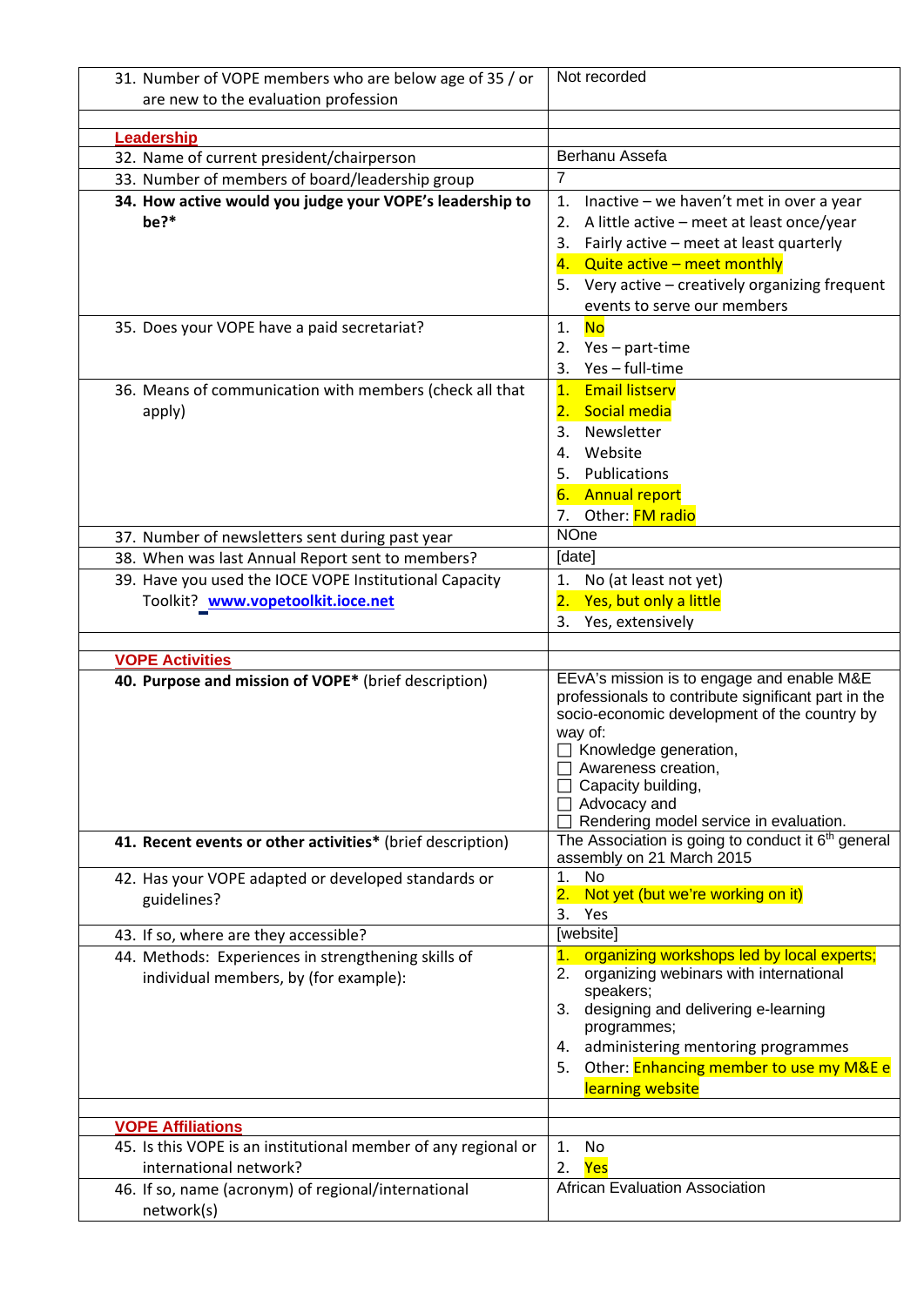| | |
|---|---|
| 31. Number of VOPE members who are below age of 35 / or are new to the evaluation profession | Not recorded |
| | |
| **Leadership** | |
| 32. Name of current president/chairperson | Berhanu Assefa |
| 33. Number of members of board/leadership group | 7 |
| **34. How active would you judge your VOPE's leadership to be?*** | 1. Inactive – we haven't met in over a year<br>2. A little active – meet at least once/year<br>3. Fairly active – meet at least quarterly<br>4. Quite active – meet monthly<br>5. Very active – creatively organizing frequent events to serve our members |
| 35. Does your VOPE have a paid secretariat? | 1. No<br>2. Yes – part-time<br>3. Yes – full-time |
| 36. Means of communication with members (check all that apply) | 1. Email listserv<br>2. Social media<br>3. Newsletter<br>4. Website<br>5. Publications<br>6. Annual report<br>7. Other: FM radio |
| 37. Number of newsletters sent during past year | NOne |
| 38. When was last Annual Report sent to members? | [date] |
| 39. Have you used the IOCE VOPE Institutional Capacity Toolkit? www.vopetoolkit.ioce.net | 1. No (at least not yet)<br>2. Yes, but only a little<br>3. Yes, extensively |
| | |
| **VOPE Activities** | |
| **40. Purpose and mission of VOPE*** (brief description) | EEvA's mission is to engage and enable M&E professionals to contribute significant part in the socio-economic development of the country by way of:<br>☐ Knowledge generation,<br>☐ Awareness creation,<br>☐ Capacity building,<br>☐ Advocacy and<br>☐ Rendering model service in evaluation. |
| **41. Recent events or other activities*** (brief description) | The Association is going to conduct it 6th general assembly on 21 March 2015 |
| 42. Has your VOPE adapted or developed standards or guidelines? | 1. No<br>2. Not yet (but we're working on it)<br>3. Yes |
| 43. If so, where are they accessible? | [website] |
| 44. Methods: Experiences in strengthening skills of individual members, by (for example): | 1. organizing workshops led by local experts;<br>2. organizing webinars with international speakers;<br>3. designing and delivering e-learning programmes;<br>4. administering mentoring programmes<br>5. Other: Enhancing member to use my M&E e learning website |
| | |
| **VOPE Affiliations** | |
| 45. Is this VOPE is an institutional member of any regional or international network? | 1. No<br>2. Yes |
| 46. If so, name (acronym) of regional/international network(s) | African Evaluation Association |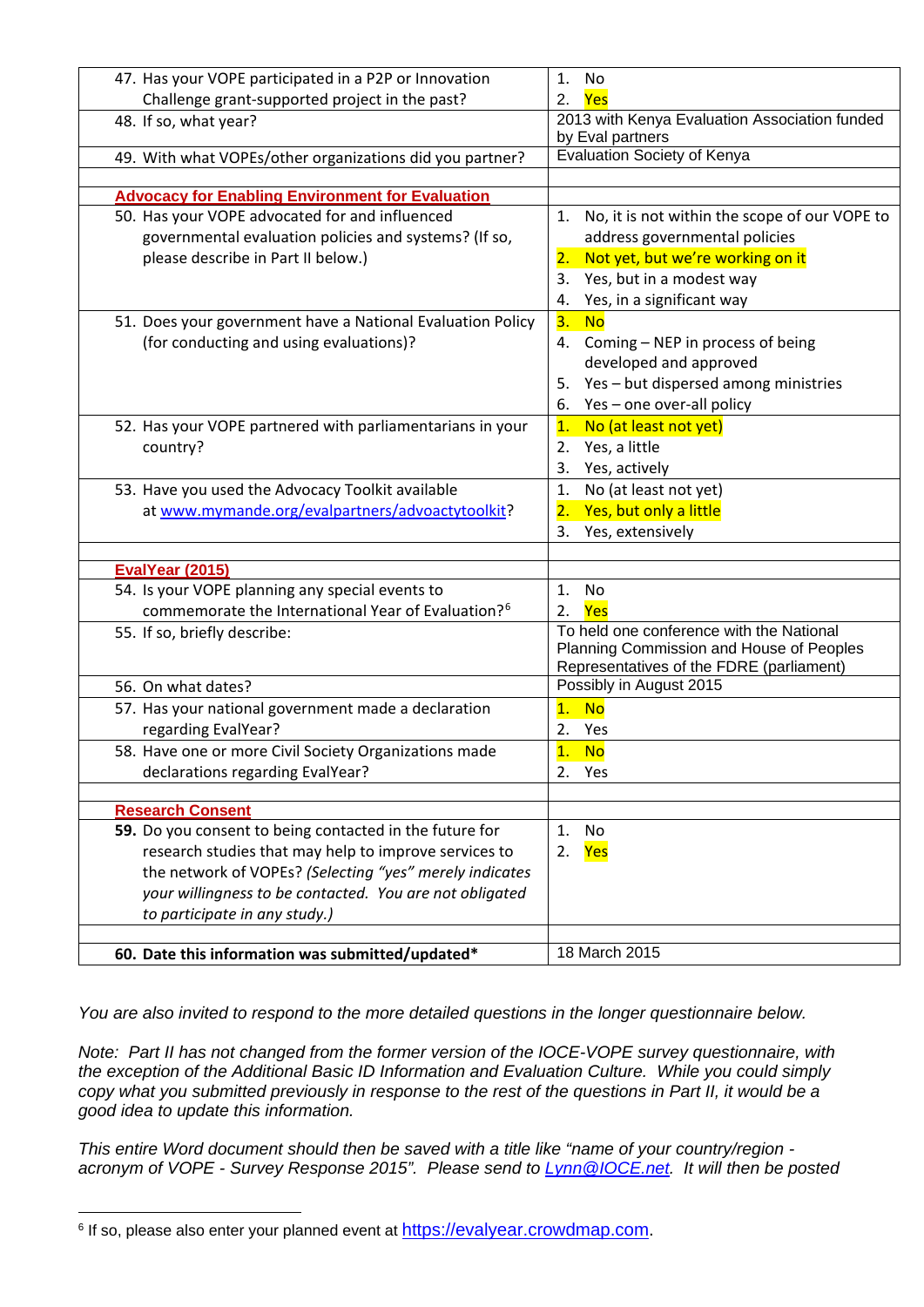| | |
|---|---|
| 47. Has your VOPE participated in a P2P or Innovation Challenge grant-supported project in the past? | 1. No<br>2. Yes |
| 48. If so, what year? | 2013 with Kenya Evaluation Association funded by Eval partners |
| 49. With what VOPEs/other organizations did you partner? | Evaluation Society of Kenya |
| | |
| **Advocacy for Enabling Environment for Evaluation** | |
| 50. Has your VOPE advocated for and influenced governmental evaluation policies and systems? (If so, please describe in Part II below.) | 1. No, it is not within the scope of our VOPE to address governmental policies<br>2. Not yet, but we're working on it<br>3. Yes, but in a modest way<br>4. Yes, in a significant way |
| 51. Does your government have a National Evaluation Policy (for conducting and using evaluations)? | 3. No<br>4. Coming – NEP in process of being developed and approved<br>5. Yes – but dispersed among ministries<br>6. Yes – one over-all policy |
| 52. Has your VOPE partnered with parliamentarians in your country? | 1. No (at least not yet)<br>2. Yes, a little<br>3. Yes, actively |
| 53. Have you used the Advocacy Toolkit available at www.mymande.org/evalpartners/advoactytoolkit? | 1. No (at least not yet)<br>2. Yes, but only a little<br>3. Yes, extensively |
| | |
| **EvalYear (2015)** | |
| 54. Is your VOPE planning any special events to commemorate the International Year of Evaluation?[6] | 1. No<br>2. Yes |
| 55. If so, briefly describe: | To held one conference with the National Planning Commission and House of Peoples Representatives of the FDRE (parliament) |
| 56. On what dates? | Possibly in August 2015 |
| 57. Has your national government made a declaration regarding EvalYear? | 1. No<br>2. Yes |
| 58. Have one or more Civil Society Organizations made declarations regarding EvalYear? | 1. No<br>2. Yes |
| | |
| **Research Consent** | |
| **59.** Do you consent to being contacted in the future for research studies that may help to improve services to the network of VOPEs? *(Selecting "yes" merely indicates your willingness to be contacted. You are not obligated to participate in any study.)* | 1. No<br>2. Yes |
| | |
| **60. Date this information was submitted/updated*** | 18 March 2015 |

*You are also invited to respond to the more detailed questions in the longer questionnaire below.*

*Note: Part II has not changed from the former version of the IOCE-VOPE survey questionnaire, with the exception of the Additional Basic ID Information and Evaluation Culture. While you could simply copy what you submitted previously in response to the rest of the questions in Part II, it would be a good idea to update this information.*

*This entire Word document should then be saved with a title like "name of your country/region - acronym of VOPE - Survey Response 2015". Please send to Lynn@IOCE.net. It will then be posted*

[6] If so, please also enter your planned event at https://evalyear.crowdmap.com.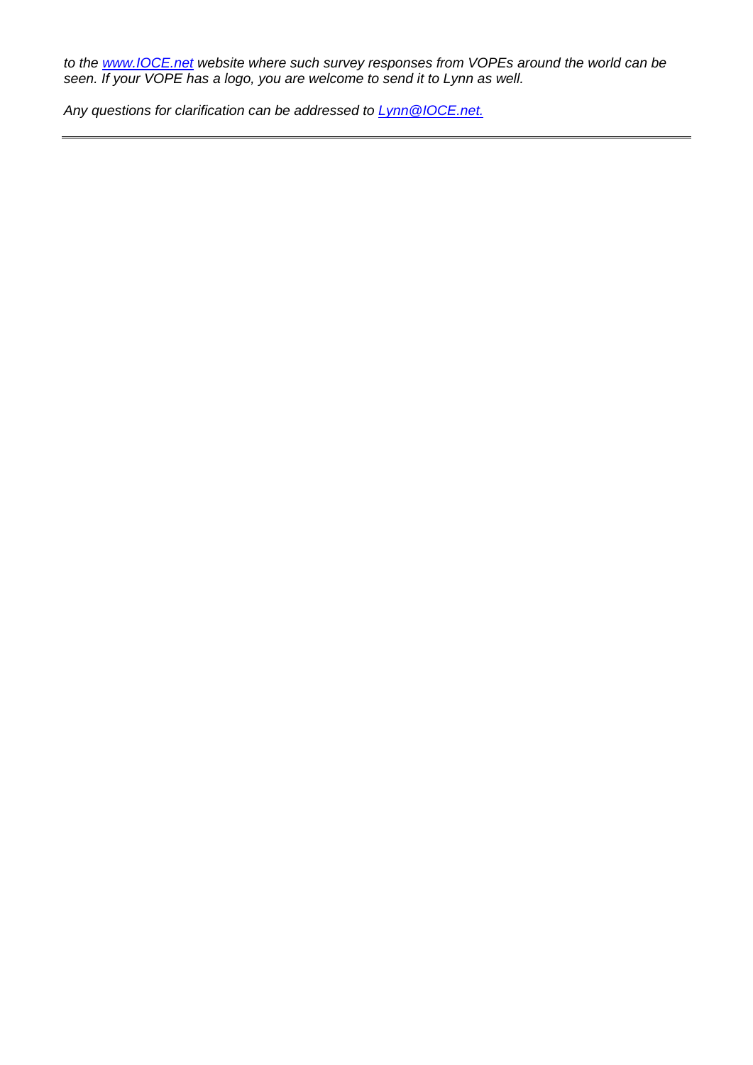*to the [www.IOCE.net](http://www.IOCE.net) website where such survey responses from VOPEs around the world can be seen. If your VOPE has a logo, you are welcome to send it to Lynn as well.*

*Any questions for clarification can be addressed to [Lynn@IOCE.net.](mailto:Lynn@IOCE.net)*

---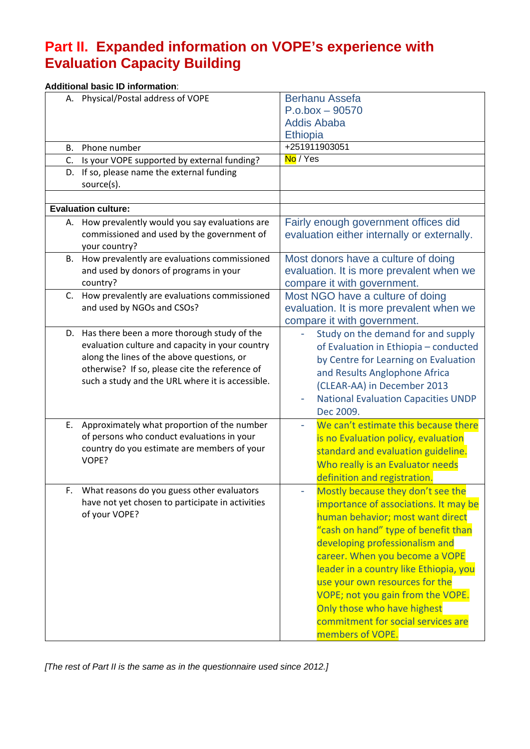# Part II. Expanded information on VOPE's experience with Evaluation Capacity Building

**Additional basic ID information**:

| | |
|---|---|
| A. Physical/Postal address of VOPE | Berhanu Assefa<br>P.o.box – 90570<br>Addis Ababa<br>Ethiopia |
| B. Phone number | +251911903051 |
| C. Is your VOPE supported by external funding? | No / Yes |
| D. If so, please name the external funding source(s). | |
| | |
| **Evaluation culture:** | |
| A. How prevalently would you say evaluations are commissioned and used by the government of your country? | Fairly enough government offices did evaluation either internally or externally. |
| B. How prevalently are evaluations commissioned and used by donors of programs in your country? | Most donors have a culture of doing evaluation. It is more prevalent when we compare it with government. |
| C. How prevalently are evaluations commissioned and used by NGOs and CSOs? | Most NGO have a culture of doing evaluation. It is more prevalent when we compare it with government. |
| D. Has there been a more thorough study of the evaluation culture and capacity in your country along the lines of the above questions, or otherwise? If so, please cite the reference of such a study and the URL where it is accessible. | - Study on the demand for and supply of Evaluation in Ethiopia – conducted by Centre for Learning on Evaluation and Results Anglophone Africa (CLEAR-AA) in December 2013<br>- National Evaluation Capacities UNDP Dec 2009. |
| E. Approximately what proportion of the number of persons who conduct evaluations in your country do you estimate are members of your VOPE? | - We can't estimate this because there is no Evaluation policy, evaluation standard and evaluation guideline. Who really is an Evaluator needs definition and registration. |
| F. What reasons do you guess other evaluators have not yet chosen to participate in activities of your VOPE? | - Mostly because they don't see the importance of associations. It may be human behavior; most want direct "cash on hand" type of benefit than developing professionalism and career. When you become a VOPE leader in a country like Ethiopia, you use your own resources for the VOPE; not you gain from the VOPE. Only those who have highest commitment for social services are members of VOPE. |

*[The rest of Part II is the same as in the questionnaire used since 2012.]*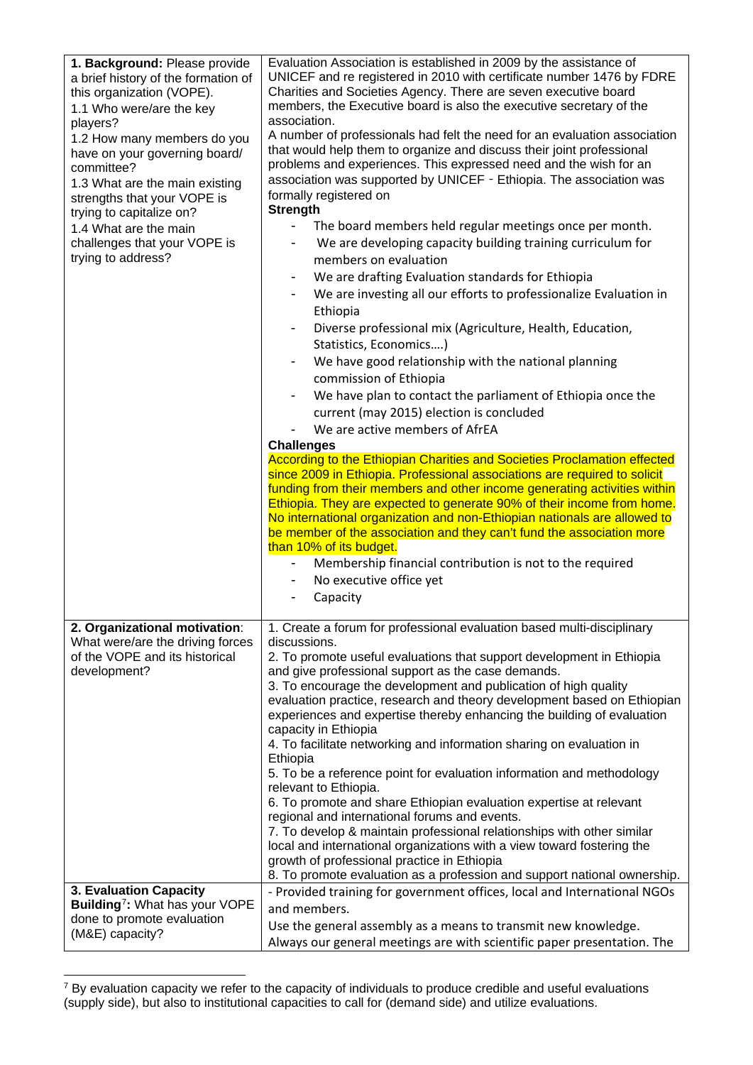| | |
|---|---|
| **1. Background:** Please provide a brief history of the formation of this organization (VOPE).<br>1.1 Who were/are the key players?<br>1.2 How many members do you have on your governing board/ committee?<br>1.3 What are the main existing strengths that your VOPE is trying to capitalize on?<br>1.4 What are the main challenges that your VOPE is trying to address? | Evaluation Association is established in 2009 by the assistance of UNICEF and re registered in 2010 with certificate number 1476 by FDRE Charities and Societies Agency. There are seven executive board members, the Executive board is also the executive secretary of the association.<br>A number of professionals had felt the need for an evaluation association that would help them to organize and discuss their joint professional problems and experiences. This expressed need and the wish for an association was supported by UNICEF - Ethiopia. The association was formally registered on<br>**Strength**<br>- The board members held regular meetings once per month.<br>- We are developing capacity building training curriculum for members on evaluation<br>- We are drafting Evaluation standards for Ethiopia<br>- We are investing all our efforts to professionalize Evaluation in Ethiopia<br>- Diverse professional mix (Agriculture, Health, Education, Statistics, Economics….)<br>- We have good relationship with the national planning commission of Ethiopia<br>- We have plan to contact the parliament of Ethiopia once the current (may 2015) election is concluded<br>- We are active members of AfrEA<br>**Challenges**<br>According to the Ethiopian Charities and Societies Proclamation effected since 2009 in Ethiopia. Professional associations are required to solicit funding from their members and other income generating activities within Ethiopia. They are expected to generate 90% of their income from home. No international organization and non-Ethiopian nationals are allowed to be member of the association and they can't fund the association more than 10% of its budget.<br>- Membership financial contribution is not to the required<br>- No executive office yet<br>- Capacity |
| **2. Organizational motivation**: What were/are the driving forces of the VOPE and its historical development? | 1. Create a forum for professional evaluation based multi-disciplinary discussions.<br>2. To promote useful evaluations that support development in Ethiopia and give professional support as the case demands.<br>3. To encourage the development and publication of high quality evaluation practice, research and theory development based on Ethiopian experiences and expertise thereby enhancing the building of evaluation capacity in Ethiopia<br>4. To facilitate networking and information sharing on evaluation in Ethiopia<br>5. To be a reference point for evaluation information and methodology relevant to Ethiopia.<br>6. To promote and share Ethiopian evaluation expertise at relevant regional and international forums and events.<br>7. To develop & maintain professional relationships with other similar local and international organizations with a view toward fostering the growth of professional practice in Ethiopia<br>8. To promote evaluation as a profession and support national ownership. |
| **3. Evaluation Capacity Building**[7]**:** What has your VOPE done to promote evaluation (M&E) capacity? | - Provided training for government offices, local and International NGOs and members.<br>Use the general assembly as a means to transmit new knowledge.<br>Always our general meetings are with scientific paper presentation. The |

[7] By evaluation capacity we refer to the capacity of individuals to produce credible and useful evaluations (supply side), but also to institutional capacities to call for (demand side) and utilize evaluations.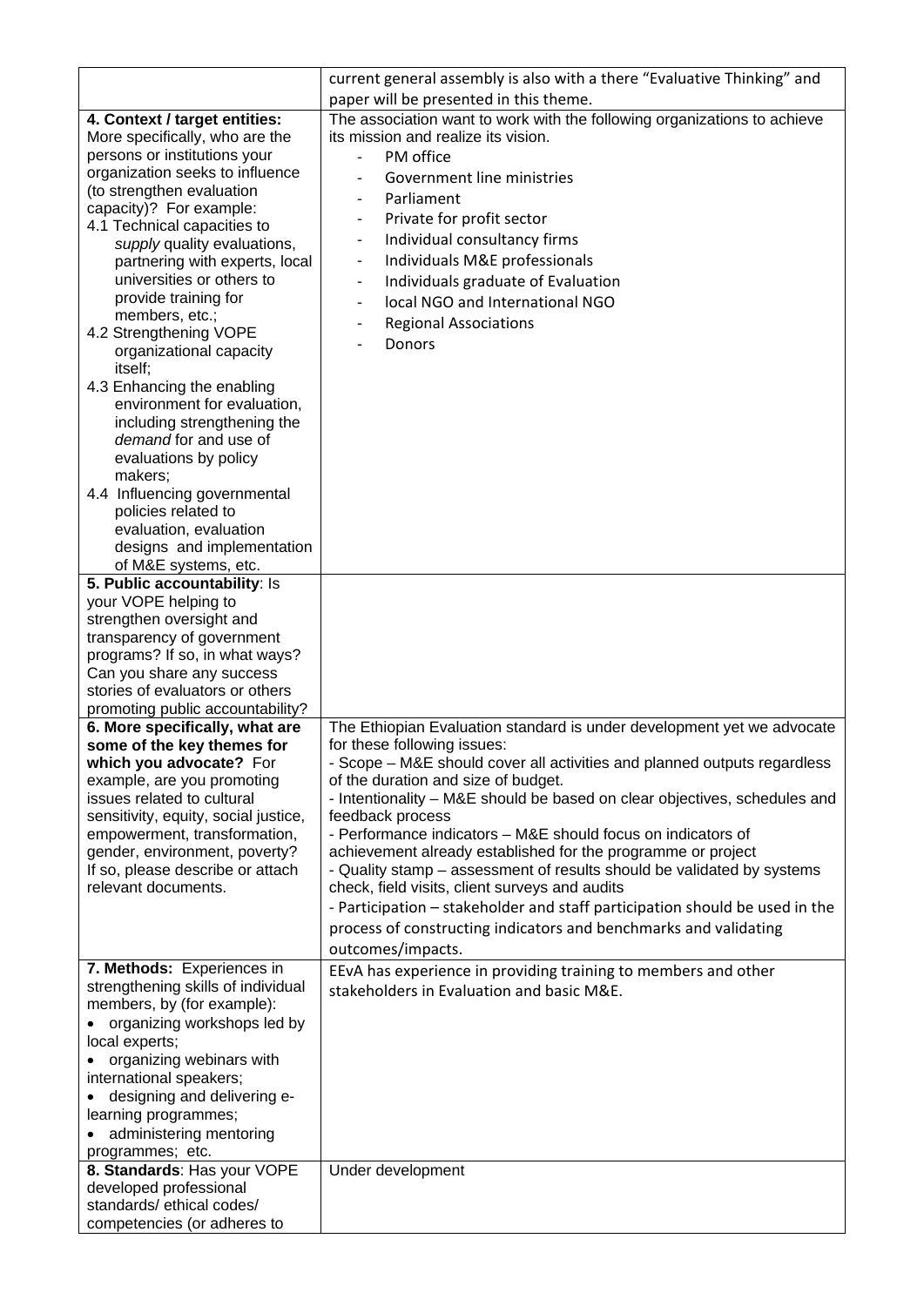| | |
|---|---|
| | current general assembly is also with a there "Evaluative Thinking" and paper will be presented in this theme. |
| **4. Context / target entities:** More specifically, who are the persons or institutions your organization seeks to influence (to strengthen evaluation capacity)? For example:<br>4.1 Technical capacities to *supply* quality evaluations, partnering with experts, local universities or others to provide training for members, etc.;<br>4.2 Strengthening VOPE organizational capacity itself;<br>4.3 Enhancing the enabling environment for evaluation, including strengthening the *demand* for and use of evaluations by policy makers;<br>4.4 Influencing governmental policies related to evaluation, evaluation designs and implementation of M&E systems, etc. | The association want to work with the following organizations to achieve its mission and realize its vision.<br>- PM office<br>- Government line ministries<br>- Parliament<br>- Private for profit sector<br>- Individual consultancy firms<br>- Individuals M&E professionals<br>- Individuals graduate of Evaluation<br>- local NGO and International NGO<br>- Regional Associations<br>- Donors |
| **5. Public accountability**: Is your VOPE helping to strengthen oversight and transparency of government programs? If so, in what ways? Can you share any success stories of evaluators or others promoting public accountability? | |
| **6. More specifically, what are some of the key themes for which you advocate?** For example, are you promoting issues related to cultural sensitivity, equity, social justice, empowerment, transformation, gender, environment, poverty? If so, please describe or attach relevant documents. | The Ethiopian Evaluation standard is under development yet we advocate for these following issues:<br>- Scope – M&E should cover all activities and planned outputs regardless of the duration and size of budget.<br>- Intentionality – M&E should be based on clear objectives, schedules and feedback process<br>- Performance indicators – M&E should focus on indicators of achievement already established for the programme or project<br>- Quality stamp – assessment of results should be validated by systems check, field visits, client surveys and audits<br>- Participation – stakeholder and staff participation should be used in the process of constructing indicators and benchmarks and validating outcomes/impacts. |
| **7. Methods:** Experiences in strengthening skills of individual members, by (for example):<br>• organizing workshops led by local experts;<br>• organizing webinars with international speakers;<br>• designing and delivering e-learning programmes;<br>• administering mentoring programmes; etc. | EEvA has experience in providing training to members and other stakeholders in Evaluation and basic M&E. |
| **8. Standards**: Has your VOPE developed professional standards/ ethical codes/ competencies (or adheres to | Under development |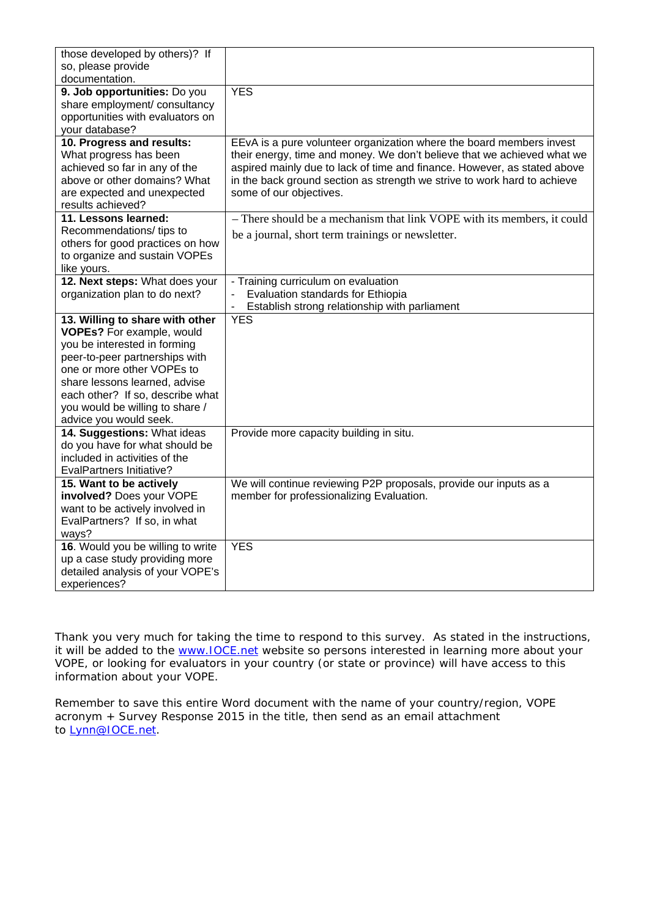| | |
|---|---|
| those developed by others)? If so, please provide documentation. | |
| **9. Job opportunities:** Do you share employment/ consultancy opportunities with evaluators on your database? | YES |
| **10. Progress and results:** What progress has been achieved so far in any of the above or other domains? What are expected and unexpected results achieved? | EEvA is a pure volunteer organization where the board members invest their energy, time and money. We don't believe that we achieved what we aspired mainly due to lack of time and finance. However, as stated above in the back ground section as strength we strive to work hard to achieve some of our objectives. |
| **11. Lessons learned:** Recommendations/ tips to others for good practices on how to organize and sustain VOPEs like yours. | – There should be a mechanism that link VOPE with its members, it could be a journal, short term trainings or newsletter. |
| **12. Next steps:** What does your organization plan to do next? | - Training curriculum on evaluation<br>- Evaluation standards for Ethiopia<br>- Establish strong relationship with parliament |
| **13. Willing to share with other VOPEs?** For example, would you be interested in forming peer-to-peer partnerships with one or more other VOPEs to share lessons learned, advise each other? If so, describe what you would be willing to share / advice you would seek. | YES |
| **14. Suggestions:** What ideas do you have for what should be included in activities of the EvalPartners Initiative? | Provide more capacity building in situ. |
| **15. Want to be actively involved?** Does your VOPE want to be actively involved in EvalPartners? If so, in what ways? | We will continue reviewing P2P proposals, provide our inputs as a member for professionalizing Evaluation. |
| **16**. Would you be willing to write up a case study providing more detailed analysis of your VOPE's experiences? | YES |

Thank you very much for taking the time to respond to this survey. As stated in the instructions, it will be added to the www.IOCE.net website so persons interested in learning more about your VOPE, or looking for evaluators in your country (or state or province) will have access to this information about your VOPE.

Remember to save this entire Word document with the name of your country/region, VOPE acronym + Survey Response 2015 in the title, then send as an email attachment to Lynn@IOCE.net.